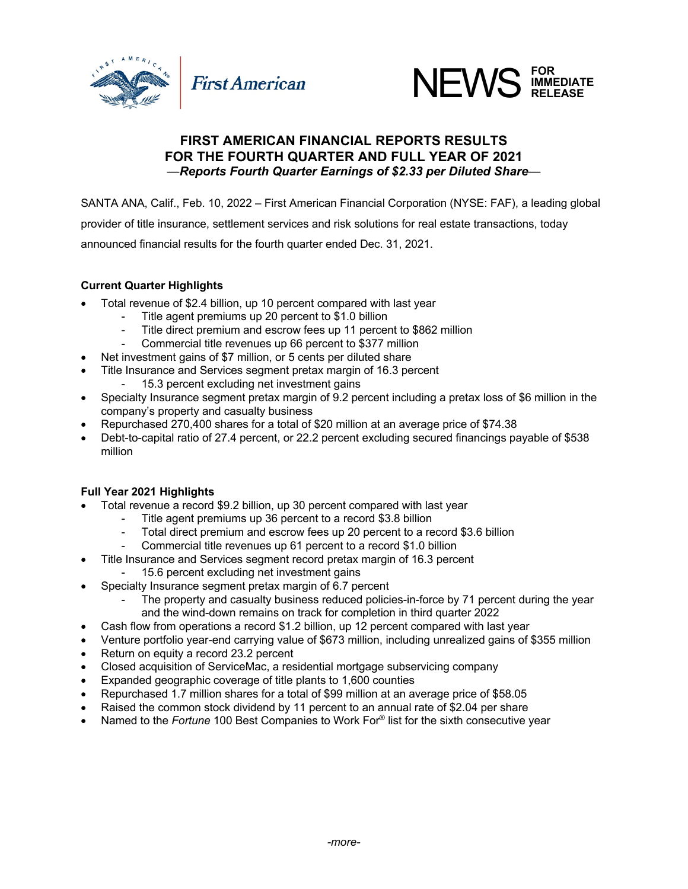First American

NEWS FOR IMMEDIATE RELEASE

# FIRST AMERICAN FINANCIAL REPORTS RESULTS FOR THE FOURTH QUARTER AND FULL YEAR OF 2021

## —*Reports Fourth Quarter Earnings of $2.33 per Diluted Share*—

SANTA ANA, Calif., Feb. 10, 2022 – First American Financial Corporation (NYSE: FAF), a leading global provider of title insurance, settlement services and risk solutions for real estate transactions, today announced financial results for the fourth quarter ended Dec. 31, 2021.

**Current Quarter Highlights**

- Total revenue of $2.4 billion, up 10 percent compared with last year
  - Title agent premiums up 20 percent to $1.0 billion
  - Title direct premium and escrow fees up 11 percent to $862 million
  - Commercial title revenues up 66 percent to $377 million
- Net investment gains of $7 million, or 5 cents per diluted share
- Title Insurance and Services segment pretax margin of 16.3 percent
  - 15.3 percent excluding net investment gains
- Specialty Insurance segment pretax margin of 9.2 percent including a pretax loss of $6 million in the company's property and casualty business
- Repurchased 270,400 shares for a total of $20 million at an average price of $74.38
- Debt-to-capital ratio of 27.4 percent, or 22.2 percent excluding secured financings payable of $538 million

**Full Year 2021 Highlights**

- Total revenue a record $9.2 billion, up 30 percent compared with last year
  - Title agent premiums up 36 percent to a record $3.8 billion
  - Total direct premium and escrow fees up 20 percent to a record $3.6 billion
  - Commercial title revenues up 61 percent to a record $1.0 billion
- Title Insurance and Services segment record pretax margin of 16.3 percent
  - 15.6 percent excluding net investment gains
- Specialty Insurance segment pretax margin of 6.7 percent
  - The property and casualty business reduced policies-in-force by 71 percent during the year and the wind-down remains on track for completion in third quarter 2022
- Cash flow from operations a record $1.2 billion, up 12 percent compared with last year
- Venture portfolio year-end carrying value of $673 million, including unrealized gains of $355 million
- Return on equity a record 23.2 percent
- Closed acquisition of ServiceMac, a residential mortgage subservicing company
- Expanded geographic coverage of title plants to 1,600 counties
- Repurchased 1.7 million shares for a total of $99 million at an average price of $58.05
- Raised the common stock dividend by 11 percent to an annual rate of $2.04 per share
- Named to the *Fortune* 100 Best Companies to Work For® list for the sixth consecutive year

*-more-*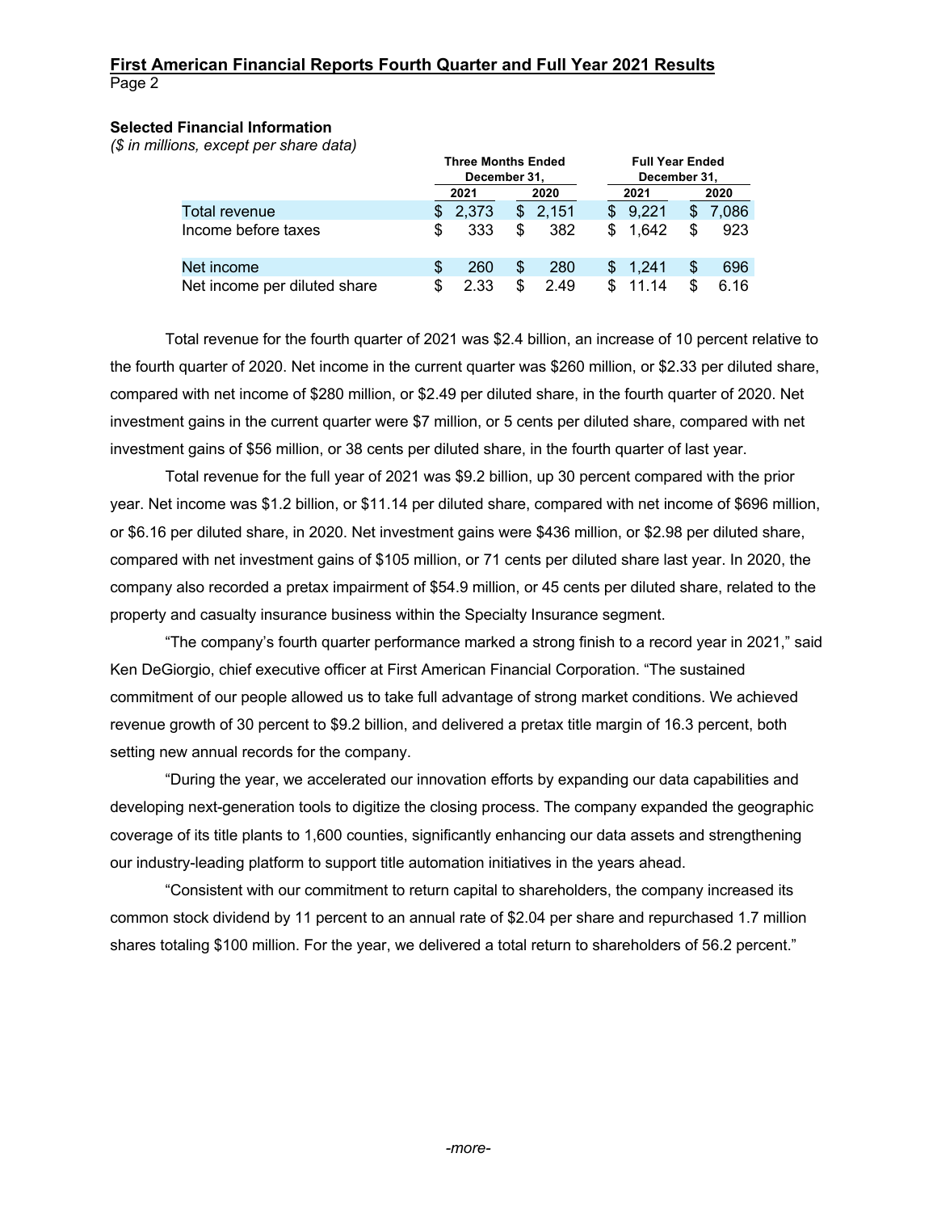**Selected Financial Information**
*($ in millions, except per share data)*

| | Three Months Ended December 31, | | Full Year Ended December 31, | |
|---|---|---|---|---|
| | 2021 | 2020 | 2021 | 2020 |
| Total revenue | $ 2,373 | $ 2,151 | $ 9,221 | $ 7,086 |
| Income before taxes | $ 333 | $ 382 | $ 1,642 | $ 923 |
| Net income | $ 260 | $ 280 | $ 1,241 | $ 696 |
| Net income per diluted share | $ 2.33 | $ 2.49 | $ 11.14 | $ 6.16 |

Total revenue for the fourth quarter of 2021 was $2.4 billion, an increase of 10 percent relative to the fourth quarter of 2020. Net income in the current quarter was $260 million, or $2.33 per diluted share, compared with net income of $280 million, or $2.49 per diluted share, in the fourth quarter of 2020. Net investment gains in the current quarter were $7 million, or 5 cents per diluted share, compared with net investment gains of $56 million, or 38 cents per diluted share, in the fourth quarter of last year.

Total revenue for the full year of 2021 was $9.2 billion, up 30 percent compared with the prior year. Net income was $1.2 billion, or $11.14 per diluted share, compared with net income of $696 million, or $6.16 per diluted share, in 2020. Net investment gains were $436 million, or $2.98 per diluted share, compared with net investment gains of $105 million, or 71 cents per diluted share last year. In 2020, the company also recorded a pretax impairment of $54.9 million, or 45 cents per diluted share, related to the property and casualty insurance business within the Specialty Insurance segment.

"The company's fourth quarter performance marked a strong finish to a record year in 2021," said Ken DeGiorgio, chief executive officer at First American Financial Corporation. "The sustained commitment of our people allowed us to take full advantage of strong market conditions. We achieved revenue growth of 30 percent to $9.2 billion, and delivered a pretax title margin of 16.3 percent, both setting new annual records for the company.

"During the year, we accelerated our innovation efforts by expanding our data capabilities and developing next-generation tools to digitize the closing process. The company expanded the geographic coverage of its title plants to 1,600 counties, significantly enhancing our data assets and strengthening our industry-leading platform to support title automation initiatives in the years ahead.

"Consistent with our commitment to return capital to shareholders, the company increased its common stock dividend by 11 percent to an annual rate of $2.04 per share and repurchased 1.7 million shares totaling $100 million. For the year, we delivered a total return to shareholders of 56.2 percent."

-more-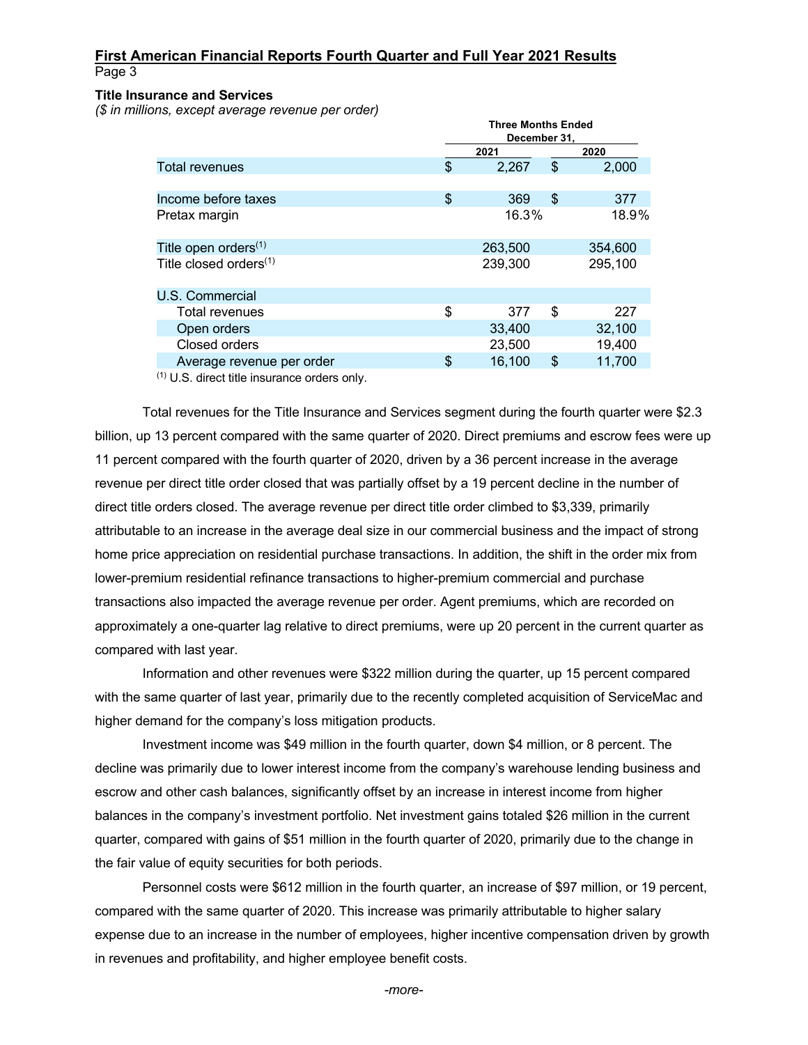**First American Financial Reports Fourth Quarter and Full Year 2021 Results**

**Title Insurance and Services**
*($ in millions, except average revenue per order)*

| | Three Months Ended December 31, | |
|---|---|---|
| | 2021 | 2020 |
| Total revenues | $ 2,267 | $ 2,000 |
| | | |
| Income before taxes | $ 369 | $ 377 |
| Pretax margin | 16.3% | 18.9% |
| | | |
| Title open orders[1] | 263,500 | 354,600 |
| Title closed orders[1] | 239,300 | 295,100 |
| | | |
| U.S. Commercial | | |
| Total revenues | $ 377 | $ 227 |
| Open orders | 33,400 | 32,100 |
| Closed orders | 23,500 | 19,400 |
| Average revenue per order | $ 16,100 | $ 11,700 |

[1] U.S. direct title insurance orders only.

Total revenues for the Title Insurance and Services segment during the fourth quarter were $2.3 billion, up 13 percent compared with the same quarter of 2020. Direct premiums and escrow fees were up 11 percent compared with the fourth quarter of 2020, driven by a 36 percent increase in the average revenue per direct title order closed that was partially offset by a 19 percent decline in the number of direct title orders closed. The average revenue per direct title order climbed to $3,339, primarily attributable to an increase in the average deal size in our commercial business and the impact of strong home price appreciation on residential purchase transactions. In addition, the shift in the order mix from lower-premium residential refinance transactions to higher-premium commercial and purchase transactions also impacted the average revenue per order. Agent premiums, which are recorded on approximately a one-quarter lag relative to direct premiums, were up 20 percent in the current quarter as compared with last year.

Information and other revenues were $322 million during the quarter, up 15 percent compared with the same quarter of last year, primarily due to the recently completed acquisition of ServiceMac and higher demand for the company's loss mitigation products.

Investment income was $49 million in the fourth quarter, down $4 million, or 8 percent. The decline was primarily due to lower interest income from the company's warehouse lending business and escrow and other cash balances, significantly offset by an increase in interest income from higher balances in the company's investment portfolio. Net investment gains totaled $26 million in the current quarter, compared with gains of $51 million in the fourth quarter of 2020, primarily due to the change in the fair value of equity securities for both periods.

Personnel costs were $612 million in the fourth quarter, an increase of $97 million, or 19 percent, compared with the same quarter of 2020. This increase was primarily attributable to higher salary expense due to an increase in the number of employees, higher incentive compensation driven by growth in revenues and profitability, and higher employee benefit costs.

*-more-*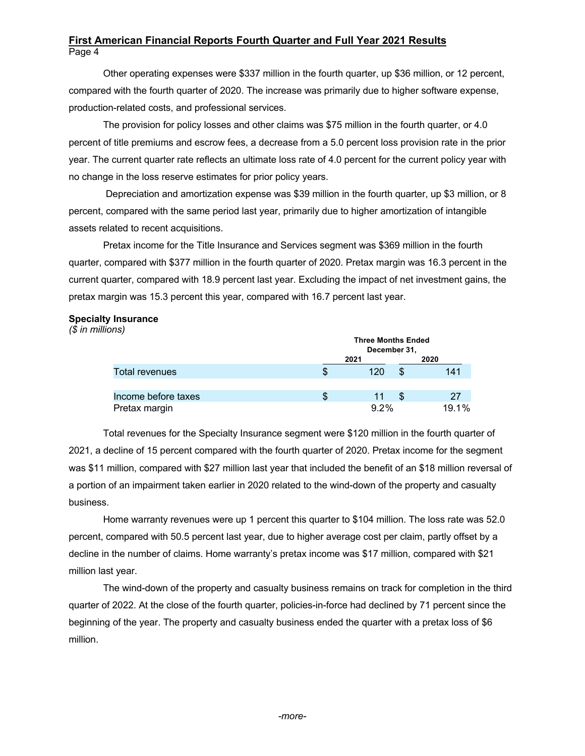Other operating expenses were $337 million in the fourth quarter, up $36 million, or 12 percent, compared with the fourth quarter of 2020. The increase was primarily due to higher software expense, production-related costs, and professional services.

The provision for policy losses and other claims was $75 million in the fourth quarter, or 4.0 percent of title premiums and escrow fees, a decrease from a 5.0 percent loss provision rate in the prior year. The current quarter rate reflects an ultimate loss rate of 4.0 percent for the current policy year with no change in the loss reserve estimates for prior policy years.

Depreciation and amortization expense was $39 million in the fourth quarter, up $3 million, or 8 percent, compared with the same period last year, primarily due to higher amortization of intangible assets related to recent acquisitions.

Pretax income for the Title Insurance and Services segment was $369 million in the fourth quarter, compared with $377 million in the fourth quarter of 2020. Pretax margin was 16.3 percent in the current quarter, compared with 18.9 percent last year. Excluding the impact of net investment gains, the pretax margin was 15.3 percent this year, compared with 16.7 percent last year.

**Specialty Insurance**

*($ in millions)*

| | Three Months Ended December 31, | |
|---|---|---|
| | 2021 | 2020 |
| Total revenues | $ 120 | $ 141 |
| | | |
| Income before taxes | $ 11 | $ 27 |
| Pretax margin | 9.2% | 19.1% |

Total revenues for the Specialty Insurance segment were $120 million in the fourth quarter of 2021, a decline of 15 percent compared with the fourth quarter of 2020. Pretax income for the segment was $11 million, compared with $27 million last year that included the benefit of an $18 million reversal of a portion of an impairment taken earlier in 2020 related to the wind-down of the property and casualty business.

Home warranty revenues were up 1 percent this quarter to $104 million. The loss rate was 52.0 percent, compared with 50.5 percent last year, due to higher average cost per claim, partly offset by a decline in the number of claims. Home warranty's pretax income was $17 million, compared with $21 million last year.

The wind-down of the property and casualty business remains on track for completion in the third quarter of 2022. At the close of the fourth quarter, policies-in-force had declined by 71 percent since the beginning of the year. The property and casualty business ended the quarter with a pretax loss of $6 million.

*-more-*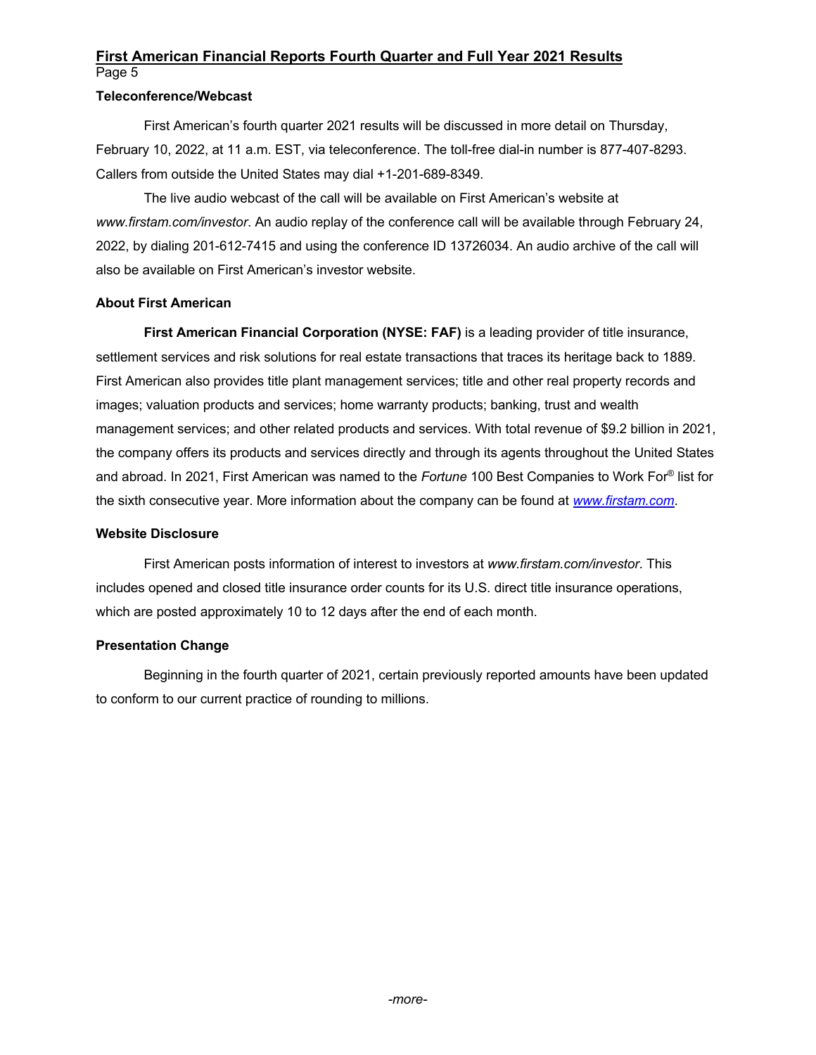### Teleconference/Webcast

First American's fourth quarter 2021 results will be discussed in more detail on Thursday, February 10, 2022, at 11 a.m. EST, via teleconference. The toll-free dial-in number is 877-407-8293. Callers from outside the United States may dial +1-201-689-8349.

The live audio webcast of the call will be available on First American's website at *www.firstam.com/investor*. An audio replay of the conference call will be available through February 24, 2022, by dialing 201-612-7415 and using the conference ID 13726034. An audio archive of the call will also be available on First American's investor website.

### About First American

**First American Financial Corporation (NYSE: FAF)** is a leading provider of title insurance, settlement services and risk solutions for real estate transactions that traces its heritage back to 1889. First American also provides title plant management services; title and other real property records and images; valuation products and services; home warranty products; banking, trust and wealth management services; and other related products and services. With total revenue of $9.2 billion in 2021, the company offers its products and services directly and through its agents throughout the United States and abroad. In 2021, First American was named to the *Fortune* 100 Best Companies to Work For® list for the sixth consecutive year. More information about the company can be found at *www.firstam.com*.

### Website Disclosure

First American posts information of interest to investors at *www.firstam.com/investor.* This includes opened and closed title insurance order counts for its U.S. direct title insurance operations, which are posted approximately 10 to 12 days after the end of each month.

### Presentation Change

Beginning in the fourth quarter of 2021, certain previously reported amounts have been updated to conform to our current practice of rounding to millions.

*-more-*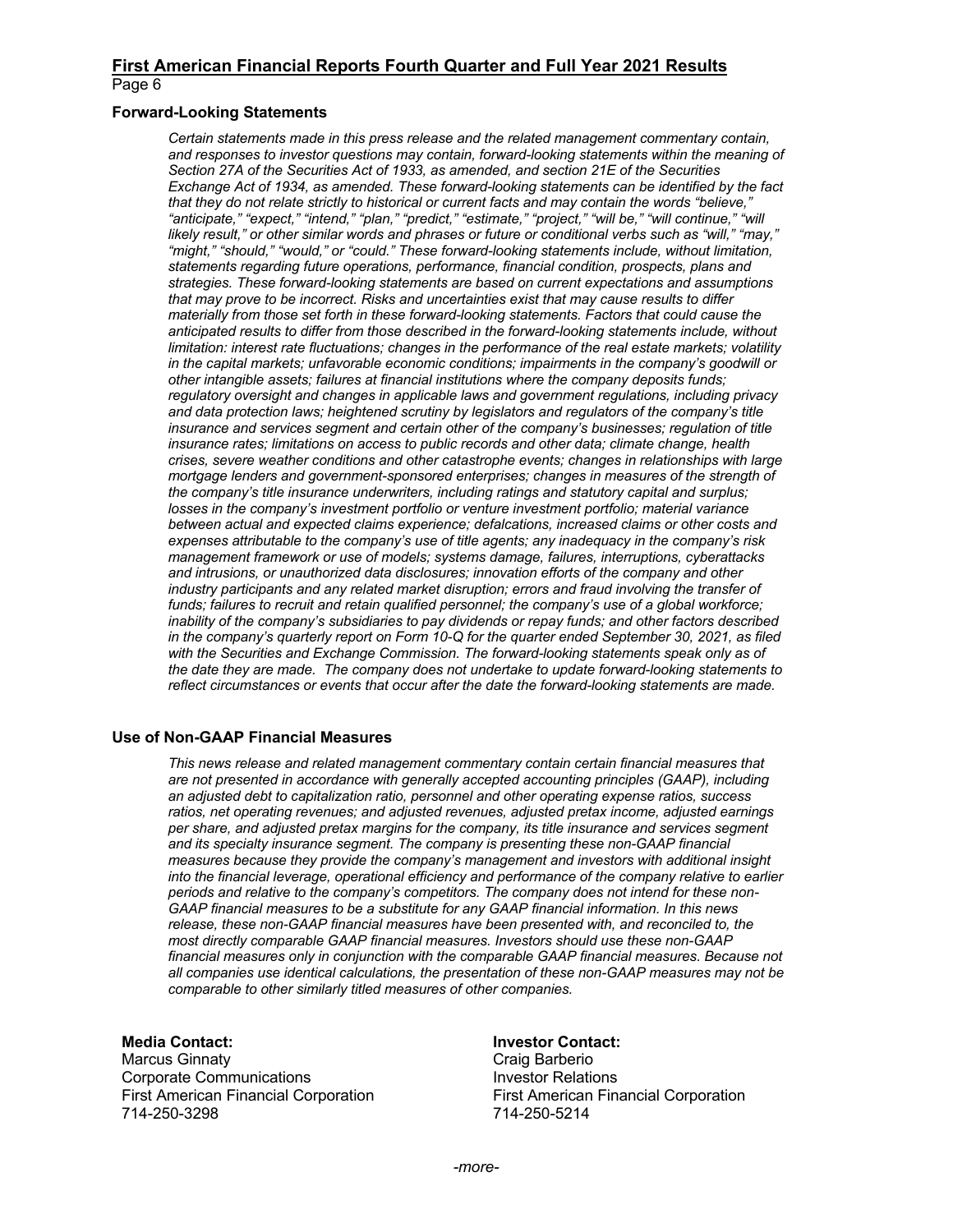## Forward-Looking Statements

*Certain statements made in this press release and the related management commentary contain, and responses to investor questions may contain, forward-looking statements within the meaning of Section 27A of the Securities Act of 1933, as amended, and section 21E of the Securities Exchange Act of 1934, as amended. These forward-looking statements can be identified by the fact that they do not relate strictly to historical or current facts and may contain the words "believe," "anticipate," "expect," "intend," "plan," "predict," "estimate," "project," "will be," "will continue," "will likely result," or other similar words and phrases or future or conditional verbs such as "will," "may," "might," "should," "would," or "could." These forward-looking statements include, without limitation, statements regarding future operations, performance, financial condition, prospects, plans and strategies. These forward-looking statements are based on current expectations and assumptions that may prove to be incorrect. Risks and uncertainties exist that may cause results to differ materially from those set forth in these forward-looking statements. Factors that could cause the anticipated results to differ from those described in the forward-looking statements include, without limitation: interest rate fluctuations; changes in the performance of the real estate markets; volatility in the capital markets; unfavorable economic conditions; impairments in the company's goodwill or other intangible assets; failures at financial institutions where the company deposits funds; regulatory oversight and changes in applicable laws and government regulations, including privacy and data protection laws; heightened scrutiny by legislators and regulators of the company's title insurance and services segment and certain other of the company's businesses; regulation of title insurance rates; limitations on access to public records and other data; climate change, health crises, severe weather conditions and other catastrophe events; changes in relationships with large mortgage lenders and government-sponsored enterprises; changes in measures of the strength of the company's title insurance underwriters, including ratings and statutory capital and surplus; losses in the company's investment portfolio or venture investment portfolio; material variance between actual and expected claims experience; defalcations, increased claims or other costs and expenses attributable to the company's use of title agents; any inadequacy in the company's risk management framework or use of models; systems damage, failures, interruptions, cyberattacks and intrusions, or unauthorized data disclosures; innovation efforts of the company and other industry participants and any related market disruption; errors and fraud involving the transfer of funds; failures to recruit and retain qualified personnel; the company's use of a global workforce; inability of the company's subsidiaries to pay dividends or repay funds; and other factors described in the company's quarterly report on Form 10-Q for the quarter ended September 30, 2021, as filed with the Securities and Exchange Commission. The forward-looking statements speak only as of the date they are made. The company does not undertake to update forward-looking statements to reflect circumstances or events that occur after the date the forward-looking statements are made.*

## Use of Non-GAAP Financial Measures

*This news release and related management commentary contain certain financial measures that are not presented in accordance with generally accepted accounting principles (GAAP), including an adjusted debt to capitalization ratio, personnel and other operating expense ratios, success ratios, net operating revenues; and adjusted revenues, adjusted pretax income, adjusted earnings per share, and adjusted pretax margins for the company, its title insurance and services segment and its specialty insurance segment. The company is presenting these non-GAAP financial measures because they provide the company's management and investors with additional insight into the financial leverage, operational efficiency and performance of the company relative to earlier periods and relative to the company's competitors. The company does not intend for these non-GAAP financial measures to be a substitute for any GAAP financial information. In this news release, these non-GAAP financial measures have been presented with, and reconciled to, the most directly comparable GAAP financial measures. Investors should use these non-GAAP financial measures only in conjunction with the comparable GAAP financial measures. Because not all companies use identical calculations, the presentation of these non-GAAP measures may not be comparable to other similarly titled measures of other companies.*

**Media Contact:**
Marcus Ginnaty
Corporate Communications
First American Financial Corporation
714-250-3298

**Investor Contact:**
Craig Barberio
Investor Relations
First American Financial Corporation
714-250-5214

*-more-*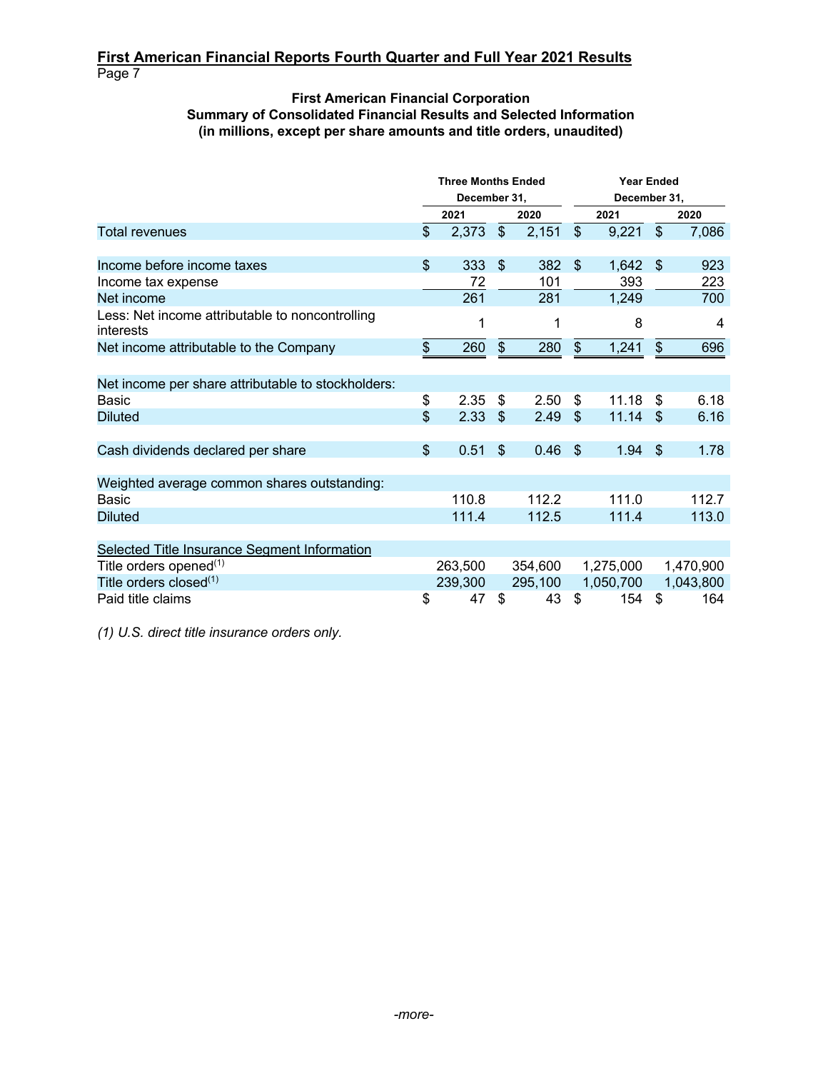## First American Financial Reports Fourth Quarter and Full Year 2021 Results

### First American Financial Corporation
### Summary of Consolidated Financial Results and Selected Information
### (in millions, except per share amounts and title orders, unaudited)

| | Three Months Ended December 31, | | Year Ended December 31, | |
|---|---|---|---|---|
| | 2021 | 2020 | 2021 | 2020 |
| Total revenues | $ 2,373 | $ 2,151 | $ 9,221 | $ 7,086 |
| | | | | |
| Income before income taxes | $ 333 | $ 382 | $ 1,642 | $ 923 |
| Income tax expense | 72 | 101 | 393 | 223 |
| Net income | 261 | 281 | 1,249 | 700 |
| Less: Net income attributable to noncontrolling interests | 1 | 1 | 8 | 4 |
| Net income attributable to the Company | $ 260 | $ 280 | $ 1,241 | $ 696 |
| | | | | |
| Net income per share attributable to stockholders: | | | | |
| Basic | $ 2.35 | $ 2.50 | $ 11.18 | $ 6.18 |
| Diluted | $ 2.33 | $ 2.49 | $ 11.14 | $ 6.16 |
| | | | | |
| Cash dividends declared per share | $ 0.51 | $ 0.46 | $ 1.94 | $ 1.78 |
| | | | | |
| Weighted average common shares outstanding: | | | | |
| Basic | 110.8 | 112.2 | 111.0 | 112.7 |
| Diluted | 111.4 | 112.5 | 111.4 | 113.0 |
| | | | | |
| Selected Title Insurance Segment Information | | | | |
| Title orders opened[1] | 263,500 | 354,600 | 1,275,000 | 1,470,900 |
| Title orders closed[1] | 239,300 | 295,100 | 1,050,700 | 1,043,800 |
| Paid title claims | $ 47 | $ 43 | $ 154 | $ 164 |

*(1) U.S. direct title insurance orders only.*

*-more-*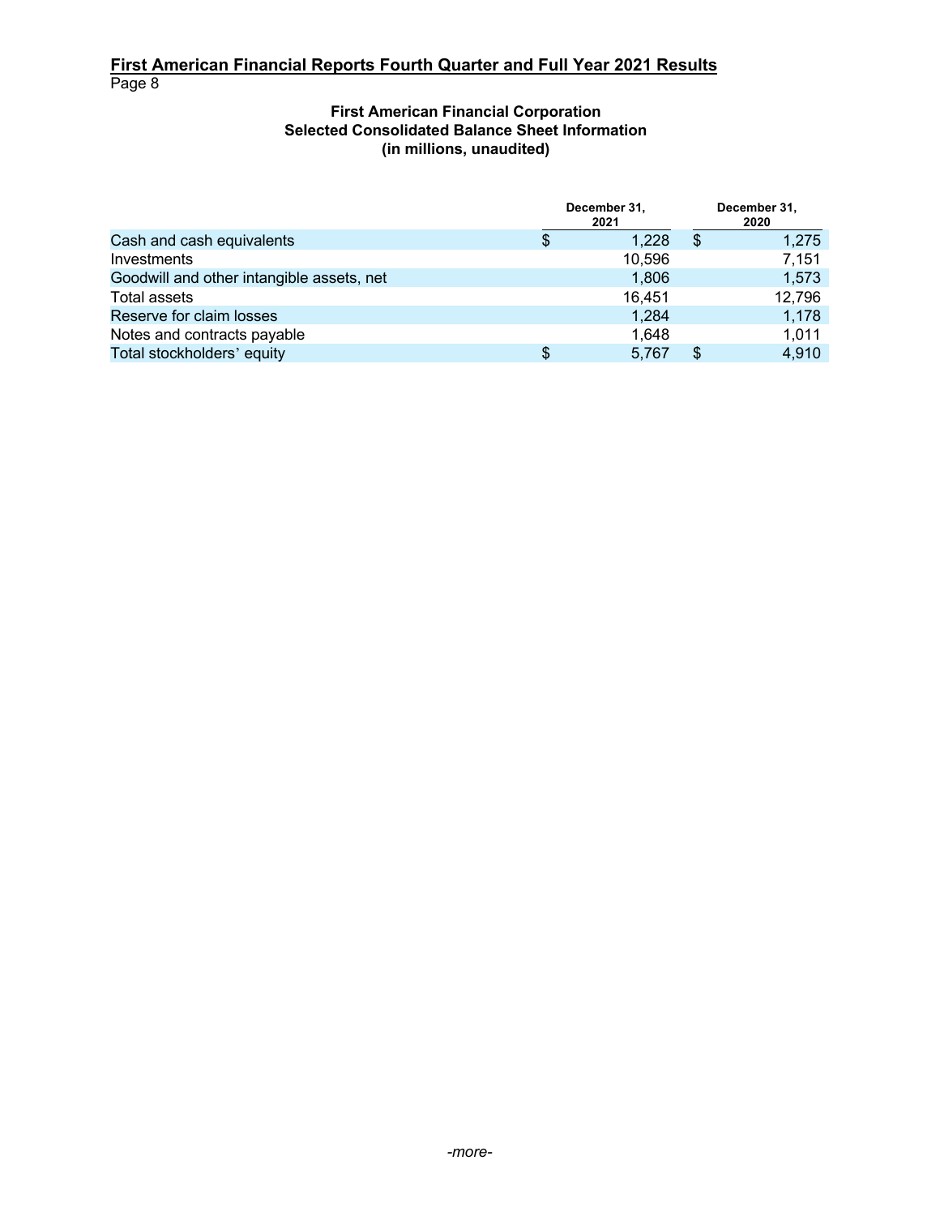# First American Financial Reports Fourth Quarter and Full Year 2021 Results

### First American Financial Corporation
### Selected Consolidated Balance Sheet Information
### (in millions, unaudited)

| | December 31, 2021 | December 31, 2020 |
|---|---|---|
| Cash and cash equivalents | $ 1,228 | $ 1,275 |
| Investments | 10,596 | 7,151 |
| Goodwill and other intangible assets, net | 1,806 | 1,573 |
| Total assets | 16,451 | 12,796 |
| Reserve for claim losses | 1,284 | 1,178 |
| Notes and contracts payable | 1,648 | 1,011 |
| Total stockholders' equity | $ 5,767 | $ 4,910 |

*-more-*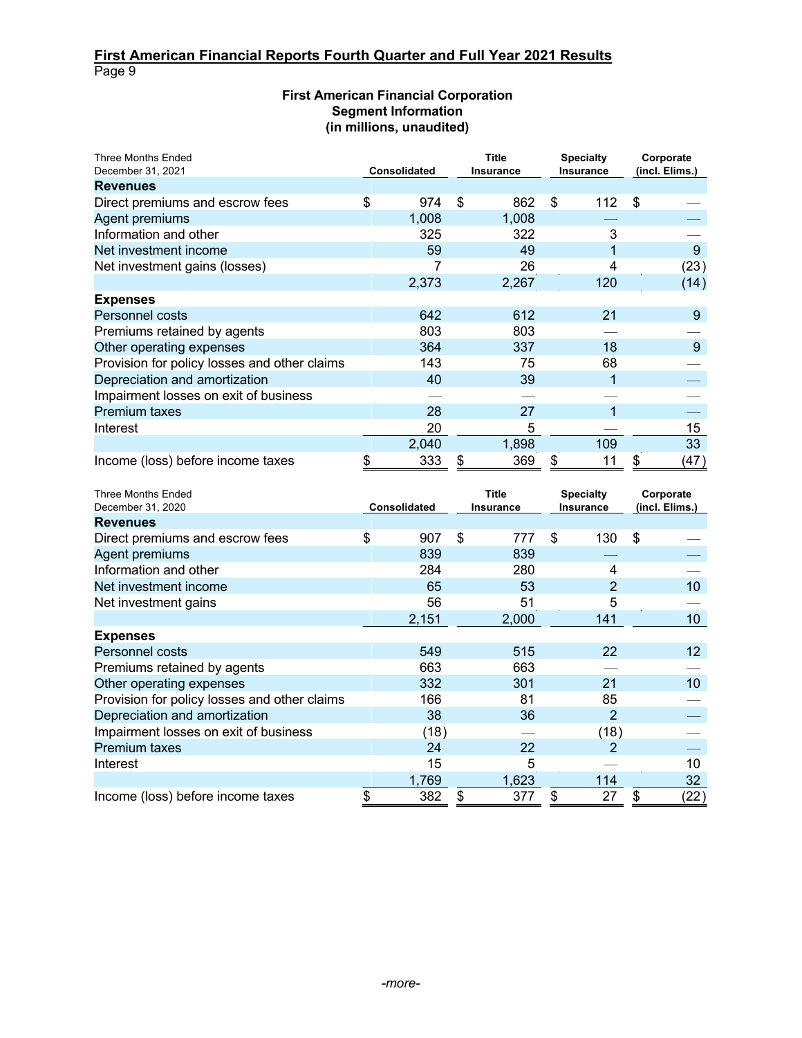# First American Financial Corporation
## Segment Information
### (in millions, unaudited)

| Three Months Ended December 31, 2021 | Consolidated | Title Insurance | Specialty Insurance | Corporate (incl. Elims.) |
|---|---|---|---|---|
| **Revenues** | | | | |
| Direct premiums and escrow fees | $ 974 | $ 862 | $ 112 | $ — |
| Agent premiums | 1,008 | 1,008 | — | — |
| Information and other | 325 | 322 | 3 | — |
| Net investment income | 59 | 49 | 1 | 9 |
| Net investment gains (losses) | 7 | 26 | 4 | (23) |
| | 2,373 | 2,267 | 120 | (14) |
| **Expenses** | | | | |
| Personnel costs | 642 | 612 | 21 | 9 |
| Premiums retained by agents | 803 | 803 | — | — |
| Other operating expenses | 364 | 337 | 18 | 9 |
| Provision for policy losses and other claims | 143 | 75 | 68 | — |
| Depreciation and amortization | 40 | 39 | 1 | — |
| Impairment losses on exit of business | — | — | — | — |
| Premium taxes | 28 | 27 | 1 | — |
| Interest | 20 | 5 | — | 15 |
| | 2,040 | 1,898 | 109 | 33 |
| Income (loss) before income taxes | $ 333 | $ 369 | $ 11 | $ (47) |

| Three Months Ended December 31, 2020 | Consolidated | Title Insurance | Specialty Insurance | Corporate (incl. Elims.) |
|---|---|---|---|---|
| **Revenues** | | | | |
| Direct premiums and escrow fees | $ 907 | $ 777 | $ 130 | $ — |
| Agent premiums | 839 | 839 | — | — |
| Information and other | 284 | 280 | 4 | — |
| Net investment income | 65 | 53 | 2 | 10 |
| Net investment gains | 56 | 51 | 5 | — |
| | 2,151 | 2,000 | 141 | 10 |
| **Expenses** | | | | |
| Personnel costs | 549 | 515 | 22 | 12 |
| Premiums retained by agents | 663 | 663 | — | — |
| Other operating expenses | 332 | 301 | 21 | 10 |
| Provision for policy losses and other claims | 166 | 81 | 85 | — |
| Depreciation and amortization | 38 | 36 | 2 | — |
| Impairment losses on exit of business | (18) | — | (18) | — |
| Premium taxes | 24 | 22 | 2 | — |
| Interest | 15 | 5 | — | 10 |
| | 1,769 | 1,623 | 114 | 32 |
| Income (loss) before income taxes | $ 382 | $ 377 | $ 27 | $ (22) |

-more-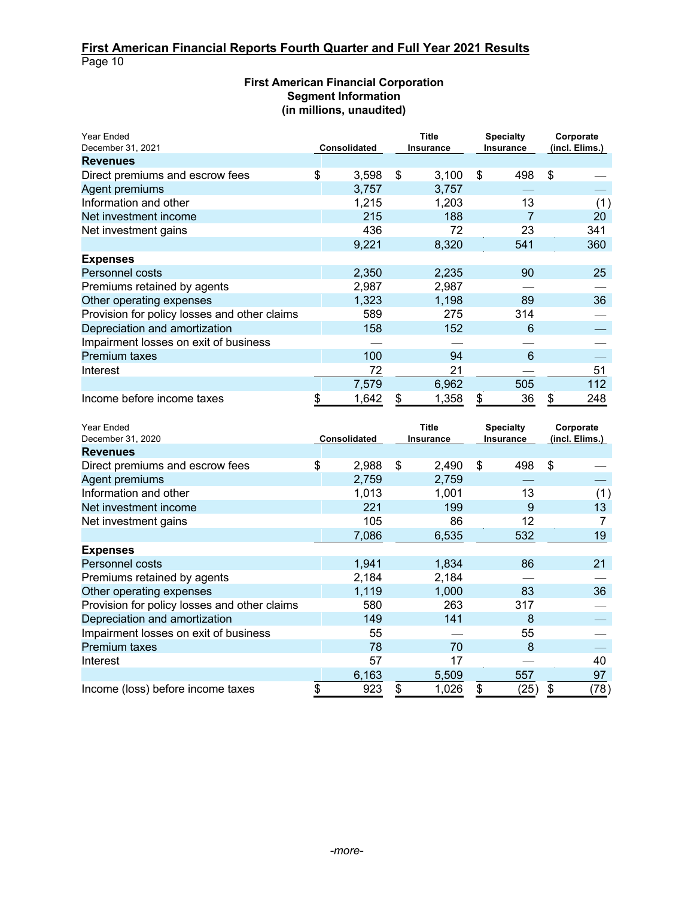**First American Financial Reports Fourth Quarter and Full Year 2021 Results**
Page 10

### First American Financial Corporation
### Segment Information
### (in millions, unaudited)

| Year Ended December 31, 2021 | Consolidated | Title Insurance | Specialty Insurance | Corporate (incl. Elims.) |
|---|---|---|---|---|
| **Revenues** | | | | |
| Direct premiums and escrow fees | $ 3,598 | $ 3,100 | $ 498 | $ — |
| Agent premiums | 3,757 | 3,757 | — | — |
| Information and other | 1,215 | 1,203 | 13 | (1) |
| Net investment income | 215 | 188 | 7 | 20 |
| Net investment gains | 436 | 72 | 23 | 341 |
| | 9,221 | 8,320 | 541 | 360 |
| **Expenses** | | | | |
| Personnel costs | 2,350 | 2,235 | 90 | 25 |
| Premiums retained by agents | 2,987 | 2,987 | — | — |
| Other operating expenses | 1,323 | 1,198 | 89 | 36 |
| Provision for policy losses and other claims | 589 | 275 | 314 | — |
| Depreciation and amortization | 158 | 152 | 6 | — |
| Impairment losses on exit of business | — | — | — | — |
| Premium taxes | 100 | 94 | 6 | — |
| Interest | 72 | 21 | — | 51 |
| | 7,579 | 6,962 | 505 | 112 |
| Income before income taxes | $ 1,642 | $ 1,358 | $ 36 | $ 248 |

| Year Ended December 31, 2020 | Consolidated | Title Insurance | Specialty Insurance | Corporate (incl. Elims.) |
|---|---|---|---|---|
| **Revenues** | | | | |
| Direct premiums and escrow fees | $ 2,988 | $ 2,490 | $ 498 | $ — |
| Agent premiums | 2,759 | 2,759 | — | — |
| Information and other | 1,013 | 1,001 | 13 | (1) |
| Net investment income | 221 | 199 | 9 | 13 |
| Net investment gains | 105 | 86 | 12 | 7 |
| | 7,086 | 6,535 | 532 | 19 |
| **Expenses** | | | | |
| Personnel costs | 1,941 | 1,834 | 86 | 21 |
| Premiums retained by agents | 2,184 | 2,184 | — | — |
| Other operating expenses | 1,119 | 1,000 | 83 | 36 |
| Provision for policy losses and other claims | 580 | 263 | 317 | — |
| Depreciation and amortization | 149 | 141 | 8 | — |
| Impairment losses on exit of business | 55 | — | 55 | — |
| Premium taxes | 78 | 70 | 8 | — |
| Interest | 57 | 17 | — | 40 |
| | 6,163 | 5,509 | 557 | 97 |
| Income (loss) before income taxes | $ 923 | $ 1,026 | $ (25) | $ (78) |

*-more-*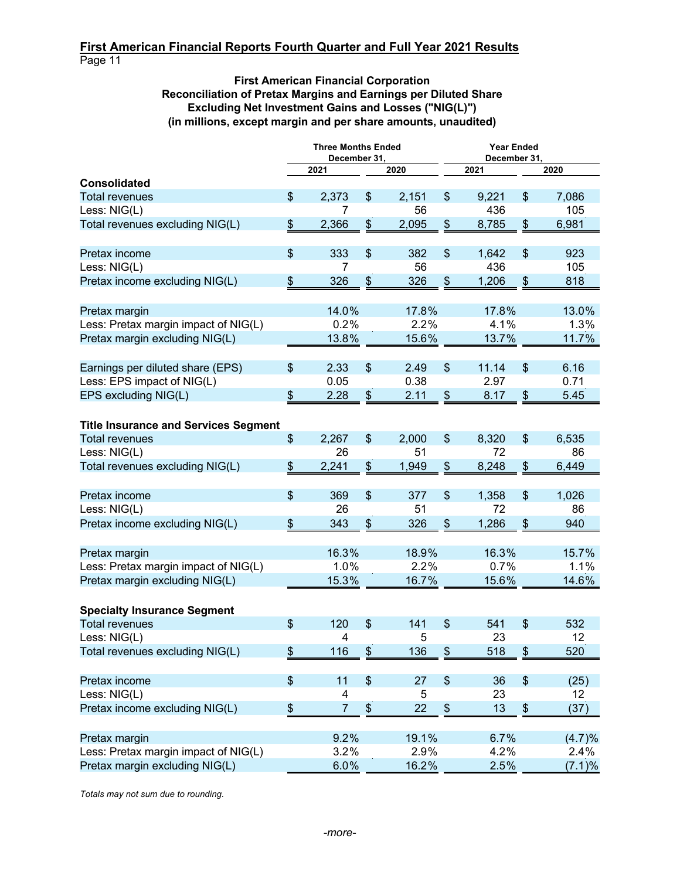**First American Financial Reports Fourth Quarter and Full Year 2021 Results**

### First American Financial Corporation
### Reconciliation of Pretax Margins and Earnings per Diluted Share Excluding Net Investment Gains and Losses ("NIG(L)")
### (in millions, except margin and per share amounts, unaudited)

| | Three Months Ended December 31, | | Year Ended December 31, | |
|---|---|---|---|---|
| | 2021 | 2020 | 2021 | 2020 |
| **Consolidated** | | | | |
| Total revenues | $ 2,373 | $ 2,151 | $ 9,221 | $ 7,086 |
| Less: NIG(L) | 7 | 56 | 436 | 105 |
| Total revenues excluding NIG(L) | $ 2,366 | $ 2,095 | $ 8,785 | $ 6,981 |
| | | | | |
| Pretax income | $ 333 | $ 382 | $ 1,642 | $ 923 |
| Less: NIG(L) | 7 | 56 | 436 | 105 |
| Pretax income excluding NIG(L) | $ 326 | $ 326 | $ 1,206 | $ 818 |
| | | | | |
| Pretax margin | 14.0% | 17.8% | 17.8% | 13.0% |
| Less: Pretax margin impact of NIG(L) | 0.2% | 2.2% | 4.1% | 1.3% |
| Pretax margin excluding NIG(L) | 13.8% | 15.6% | 13.7% | 11.7% |
| | | | | |
| Earnings per diluted share (EPS) | $ 2.33 | $ 2.49 | $ 11.14 | $ 6.16 |
| Less: EPS impact of NIG(L) | 0.05 | 0.38 | 2.97 | 0.71 |
| EPS excluding NIG(L) | $ 2.28 | $ 2.11 | $ 8.17 | $ 5.45 |
| | | | | |
| **Title Insurance and Services Segment** | | | | |
| Total revenues | $ 2,267 | $ 2,000 | $ 8,320 | $ 6,535 |
| Less: NIG(L) | 26 | 51 | 72 | 86 |
| Total revenues excluding NIG(L) | $ 2,241 | $ 1,949 | $ 8,248 | $ 6,449 |
| | | | | |
| Pretax income | $ 369 | $ 377 | $ 1,358 | $ 1,026 |
| Less: NIG(L) | 26 | 51 | 72 | 86 |
| Pretax income excluding NIG(L) | $ 343 | $ 326 | $ 1,286 | $ 940 |
| | | | | |
| Pretax margin | 16.3% | 18.9% | 16.3% | 15.7% |
| Less: Pretax margin impact of NIG(L) | 1.0% | 2.2% | 0.7% | 1.1% |
| Pretax margin excluding NIG(L) | 15.3% | 16.7% | 15.6% | 14.6% |
| | | | | |
| **Specialty Insurance Segment** | | | | |
| Total revenues | $ 120 | $ 141 | $ 541 | $ 532 |
| Less: NIG(L) | 4 | 5 | 23 | 12 |
| Total revenues excluding NIG(L) | $ 116 | $ 136 | $ 518 | $ 520 |
| | | | | |
| Pretax income | $ 11 | $ 27 | $ 36 | $ (25) |
| Less: NIG(L) | 4 | 5 | 23 | 12 |
| Pretax income excluding NIG(L) | $ 7 | $ 22 | $ 13 | $ (37) |
| | | | | |
| Pretax margin | 9.2% | 19.1% | 6.7% | (4.7)% |
| Less: Pretax margin impact of NIG(L) | 3.2% | 2.9% | 4.2% | 2.4% |
| Pretax margin excluding NIG(L) | 6.0% | 16.2% | 2.5% | (7.1)% |

*Totals may not sum due to rounding.*

-more-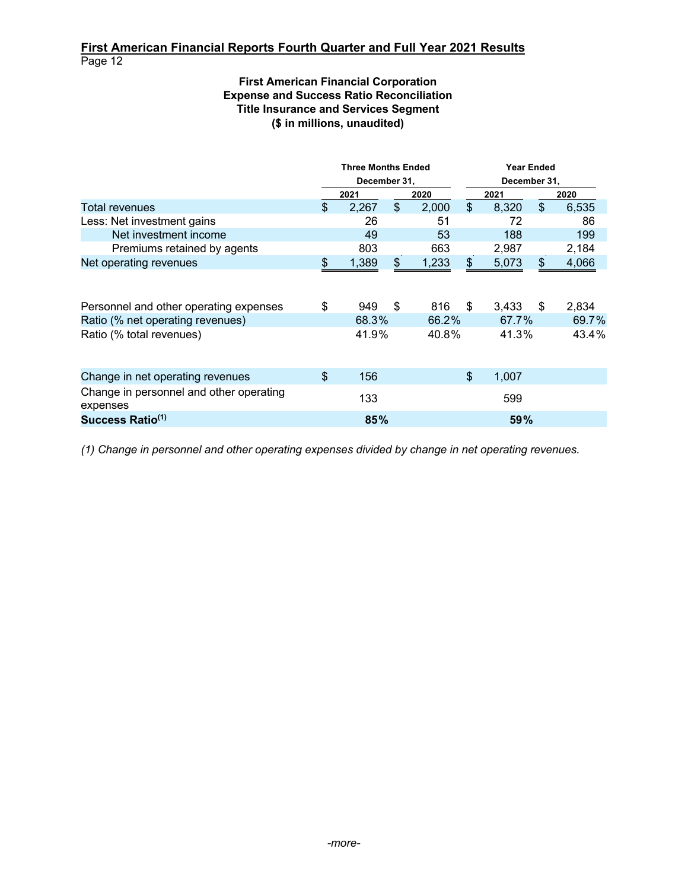**First American Financial Reports Fourth Quarter and Full Year 2021 Results**

**First American Financial Corporation**
**Expense and Success Ratio Reconciliation**
**Title Insurance and Services Segment**
**($ in millions, unaudited)**

| | Three Months Ended December 31, | | Year Ended December 31, | |
|---|---|---|---|---|
| | 2021 | 2020 | 2021 | 2020 |
| Total revenues | $ 2,267 | $ 2,000 | $ 8,320 | $ 6,535 |
| Less: Net investment gains | 26 | 51 | 72 | 86 |
| Net investment income | 49 | 53 | 188 | 199 |
| Premiums retained by agents | 803 | 663 | 2,987 | 2,184 |
| Net operating revenues | $ 1,389 | $ 1,233 | $ 5,073 | $ 4,066 |
| | | | | |
| Personnel and other operating expenses | $ 949 | $ 816 | $ 3,433 | $ 2,834 |
| Ratio (% net operating revenues) | 68.3% | 66.2% | 67.7% | 69.7% |
| Ratio (% total revenues) | 41.9% | 40.8% | 41.3% | 43.4% |
| | | | | |
| Change in net operating revenues | $ 156 | | $ 1,007 | |
| Change in personnel and other operating expenses | 133 | | 599 | |
| **Success Ratio[1]** | **85%** | | **59%** | |

*(1) Change in personnel and other operating expenses divided by change in net operating revenues.*

-more-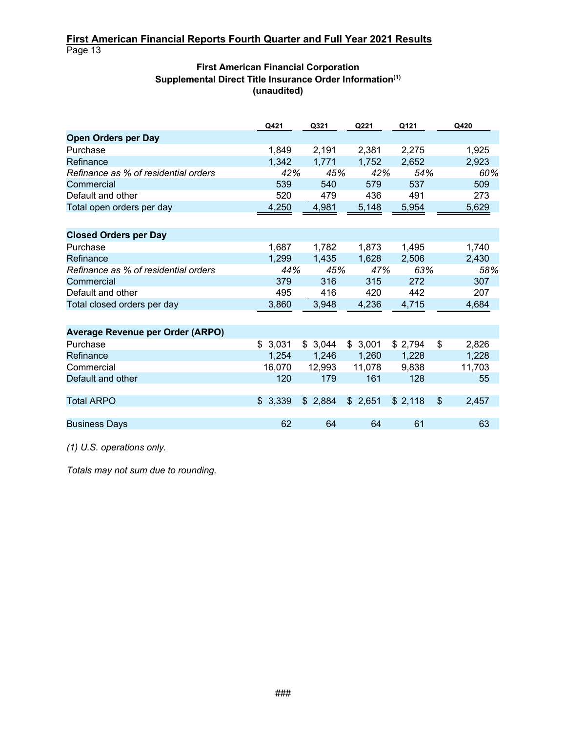## First American Financial Corporation
## Supplemental Direct Title Insurance Order Information[1]
## (unaudited)

| | Q421 | Q321 | Q221 | Q121 | Q420 |
|---|---|---|---|---|---|
| **Open Orders per Day** | | | | | |
| Purchase | 1,849 | 2,191 | 2,381 | 2,275 | 1,925 |
| Refinance | 1,342 | 1,771 | 1,752 | 2,652 | 2,923 |
| *Refinance as % of residential orders* | *42%* | *45%* | *42%* | *54%* | *60%* |
| Commercial | 539 | 540 | 579 | 537 | 509 |
| Default and other | 520 | 479 | 436 | 491 | 273 |
| Total open orders per day | 4,250 | 4,981 | 5,148 | 5,954 | 5,629 |
| **Closed Orders per Day** | | | | | |
| Purchase | 1,687 | 1,782 | 1,873 | 1,495 | 1,740 |
| Refinance | 1,299 | 1,435 | 1,628 | 2,506 | 2,430 |
| *Refinance as % of residential orders* | *44%* | *45%* | *47%* | *63%* | *58%* |
| Commercial | 379 | 316 | 315 | 272 | 307 |
| Default and other | 495 | 416 | 420 | 442 | 207 |
| Total closed orders per day | 3,860 | 3,948 | 4,236 | 4,715 | 4,684 |
| **Average Revenue per Order (ARPO)** | | | | | |
| Purchase | $ 3,031 | $ 3,044 | $ 3,001 | $ 2,794 | $ 2,826 |
| Refinance | 1,254 | 1,246 | 1,260 | 1,228 | 1,228 |
| Commercial | 16,070 | 12,993 | 11,078 | 9,838 | 11,703 |
| Default and other | 120 | 179 | 161 | 128 | 55 |
| Total ARPO | $ 3,339 | $ 2,884 | $ 2,651 | $ 2,118 | $ 2,457 |
| Business Days | 62 | 64 | 64 | 61 | 63 |

*(1) U.S. operations only.*

*Totals may not sum due to rounding.*

###